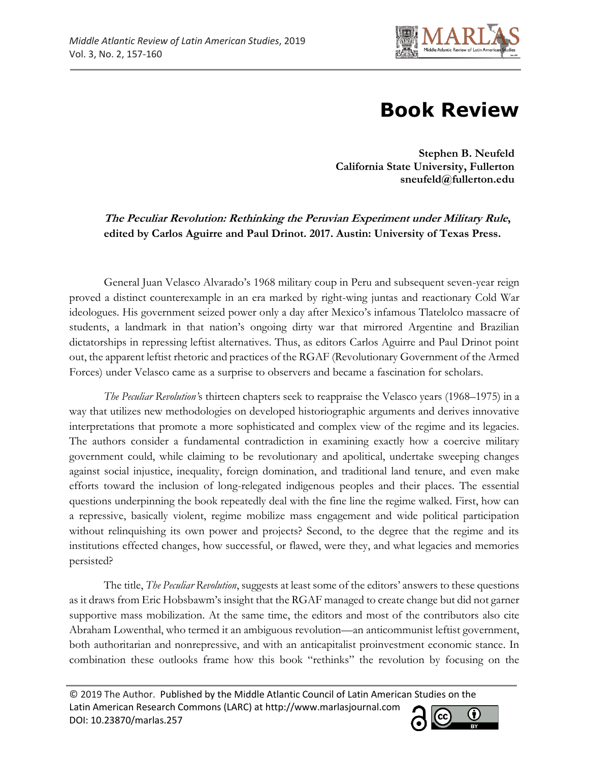# Book Review

**Stephen B. Neufeld**
**California State University, Fullerton**
**sneufeld@fullerton.edu**

***The Peculiar Revolution: Rethinking the Peruvian Experiment under Military Rule*, edited by Carlos Aguirre and Paul Drinot. 2017. Austin: University of Texas Press.**

General Juan Velasco Alvarado's 1968 military coup in Peru and subsequent seven-year reign proved a distinct counterexample in an era marked by right-wing juntas and reactionary Cold War ideologues. His government seized power only a day after Mexico's infamous Tlatelolco massacre of students, a landmark in that nation's ongoing dirty war that mirrored Argentine and Brazilian dictatorships in repressing leftist alternatives. Thus, as editors Carlos Aguirre and Paul Drinot point out, the apparent leftist rhetoric and practices of the RGAF (Revolutionary Government of the Armed Forces) under Velasco came as a surprise to observers and became a fascination for scholars.

*The Peculiar Revolution*'s thirteen chapters seek to reappraise the Velasco years (1968–1975) in a way that utilizes new methodologies on developed historiographic arguments and derives innovative interpretations that promote a more sophisticated and complex view of the regime and its legacies. The authors consider a fundamental contradiction in examining exactly how a coercive military government could, while claiming to be revolutionary and apolitical, undertake sweeping changes against social injustice, inequality, foreign domination, and traditional land tenure, and even make efforts toward the inclusion of long-relegated indigenous peoples and their places. The essential questions underpinning the book repeatedly deal with the fine line the regime walked. First, how can a repressive, basically violent, regime mobilize mass engagement and wide political participation without relinquishing its own power and projects? Second, to the degree that the regime and its institutions effected changes, how successful, or flawed, were they, and what legacies and memories persisted?

The title, *The Peculiar Revolution*, suggests at least some of the editors' answers to these questions as it draws from Eric Hobsbawm's insight that the RGAF managed to create change but did not garner supportive mass mobilization. At the same time, the editors and most of the contributors also cite Abraham Lowenthal, who termed it an ambiguous revolution—an anticommunist leftist government, both authoritarian and nonrepressive, and with an anticapitalist proinvestment economic stance. In combination these outlooks frame how this book "rethinks" the revolution by focusing on the

© 2019 The Author. Published by the Middle Atlantic Council of Latin American Studies on the Latin American Research Commons (LARC) at http://www.marlasjournal.com
DOI: 10.23870/marlas.257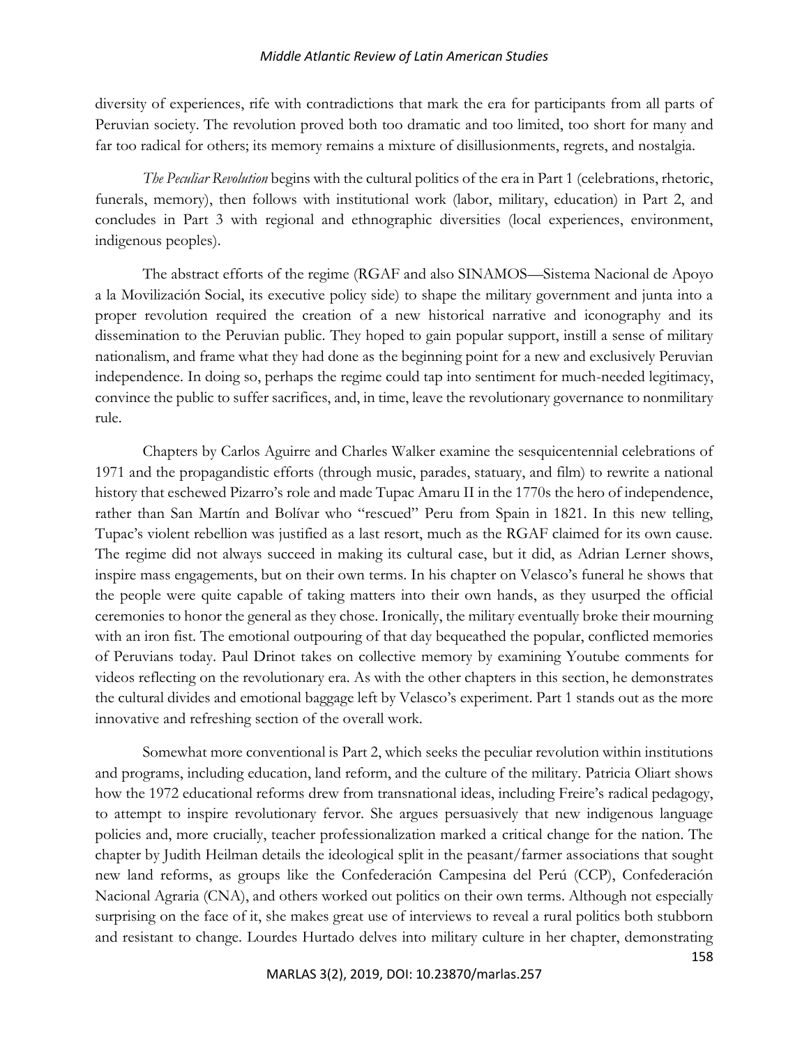diversity of experiences, rife with contradictions that mark the era for participants from all parts of Peruvian society. The revolution proved both too dramatic and too limited, too short for many and far too radical for others; its memory remains a mixture of disillusionments, regrets, and nostalgia.

*The Peculiar Revolution* begins with the cultural politics of the era in Part 1 (celebrations, rhetoric, funerals, memory), then follows with institutional work (labor, military, education) in Part 2, and concludes in Part 3 with regional and ethnographic diversities (local experiences, environment, indigenous peoples).

The abstract efforts of the regime (RGAF and also SINAMOS—Sistema Nacional de Apoyo a la Movilización Social, its executive policy side) to shape the military government and junta into a proper revolution required the creation of a new historical narrative and iconography and its dissemination to the Peruvian public. They hoped to gain popular support, instill a sense of military nationalism, and frame what they had done as the beginning point for a new and exclusively Peruvian independence. In doing so, perhaps the regime could tap into sentiment for much-needed legitimacy, convince the public to suffer sacrifices, and, in time, leave the revolutionary governance to nonmilitary rule.

Chapters by Carlos Aguirre and Charles Walker examine the sesquicentennial celebrations of 1971 and the propagandistic efforts (through music, parades, statuary, and film) to rewrite a national history that eschewed Pizarro's role and made Tupac Amaru II in the 1770s the hero of independence, rather than San Martín and Bolívar who "rescued" Peru from Spain in 1821. In this new telling, Tupac's violent rebellion was justified as a last resort, much as the RGAF claimed for its own cause. The regime did not always succeed in making its cultural case, but it did, as Adrian Lerner shows, inspire mass engagements, but on their own terms. In his chapter on Velasco's funeral he shows that the people were quite capable of taking matters into their own hands, as they usurped the official ceremonies to honor the general as they chose. Ironically, the military eventually broke their mourning with an iron fist. The emotional outpouring of that day bequeathed the popular, conflicted memories of Peruvians today. Paul Drinot takes on collective memory by examining Youtube comments for videos reflecting on the revolutionary era. As with the other chapters in this section, he demonstrates the cultural divides and emotional baggage left by Velasco's experiment. Part 1 stands out as the more innovative and refreshing section of the overall work.

Somewhat more conventional is Part 2, which seeks the peculiar revolution within institutions and programs, including education, land reform, and the culture of the military. Patricia Oliart shows how the 1972 educational reforms drew from transnational ideas, including Freire's radical pedagogy, to attempt to inspire revolutionary fervor. She argues persuasively that new indigenous language policies and, more crucially, teacher professionalization marked a critical change for the nation. The chapter by Judith Heilman details the ideological split in the peasant/farmer associations that sought new land reforms, as groups like the Confederación Campesina del Perú (CCP), Confederación Nacional Agraria (CNA), and others worked out politics on their own terms. Although not especially surprising on the face of it, she makes great use of interviews to reveal a rural politics both stubborn and resistant to change. Lourdes Hurtado delves into military culture in her chapter, demonstrating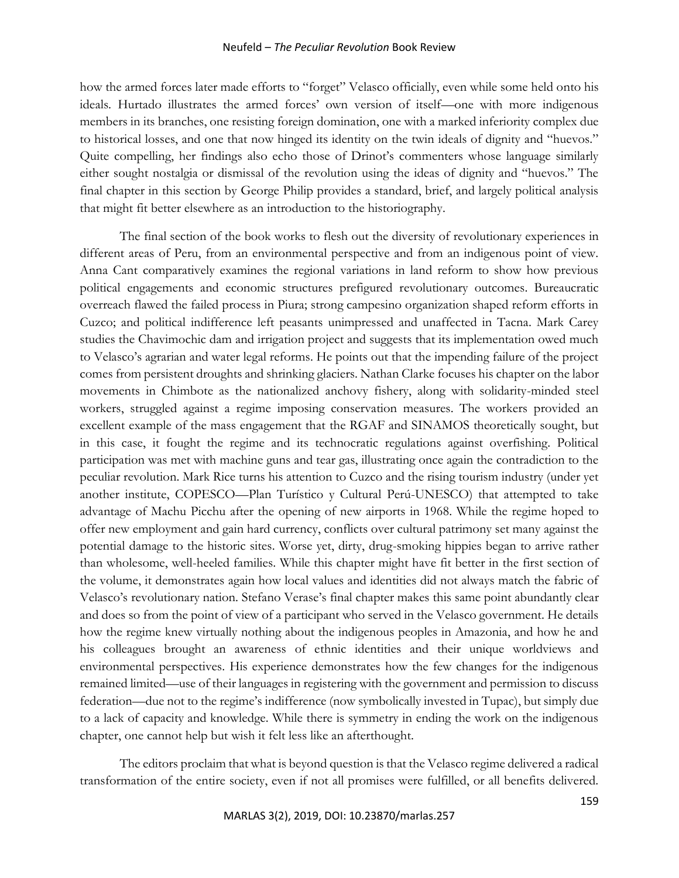how the armed forces later made efforts to "forget" Velasco officially, even while some held onto his ideals. Hurtado illustrates the armed forces' own version of itself—one with more indigenous members in its branches, one resisting foreign domination, one with a marked inferiority complex due to historical losses, and one that now hinged its identity on the twin ideals of dignity and "huevos." Quite compelling, her findings also echo those of Drinot's commenters whose language similarly either sought nostalgia or dismissal of the revolution using the ideas of dignity and "huevos." The final chapter in this section by George Philip provides a standard, brief, and largely political analysis that might fit better elsewhere as an introduction to the historiography.

The final section of the book works to flesh out the diversity of revolutionary experiences in different areas of Peru, from an environmental perspective and from an indigenous point of view. Anna Cant comparatively examines the regional variations in land reform to show how previous political engagements and economic structures prefigured revolutionary outcomes. Bureaucratic overreach flawed the failed process in Piura; strong campesino organization shaped reform efforts in Cuzco; and political indifference left peasants unimpressed and unaffected in Tacna. Mark Carey studies the Chavimochic dam and irrigation project and suggests that its implementation owed much to Velasco's agrarian and water legal reforms. He points out that the impending failure of the project comes from persistent droughts and shrinking glaciers. Nathan Clarke focuses his chapter on the labor movements in Chimbote as the nationalized anchovy fishery, along with solidarity-minded steel workers, struggled against a regime imposing conservation measures. The workers provided an excellent example of the mass engagement that the RGAF and SINAMOS theoretically sought, but in this case, it fought the regime and its technocratic regulations against overfishing. Political participation was met with machine guns and tear gas, illustrating once again the contradiction to the peculiar revolution. Mark Rice turns his attention to Cuzco and the rising tourism industry (under yet another institute, COPESCO—Plan Turístico y Cultural Perú-UNESCO) that attempted to take advantage of Machu Picchu after the opening of new airports in 1968. While the regime hoped to offer new employment and gain hard currency, conflicts over cultural patrimony set many against the potential damage to the historic sites. Worse yet, dirty, drug-smoking hippies began to arrive rather than wholesome, well-heeled families. While this chapter might have fit better in the first section of the volume, it demonstrates again how local values and identities did not always match the fabric of Velasco's revolutionary nation. Stefano Verase's final chapter makes this same point abundantly clear and does so from the point of view of a participant who served in the Velasco government. He details how the regime knew virtually nothing about the indigenous peoples in Amazonia, and how he and his colleagues brought an awareness of ethnic identities and their unique worldviews and environmental perspectives. His experience demonstrates how the few changes for the indigenous remained limited—use of their languages in registering with the government and permission to discuss federation—due not to the regime's indifference (now symbolically invested in Tupac), but simply due to a lack of capacity and knowledge. While there is symmetry in ending the work on the indigenous chapter, one cannot help but wish it felt less like an afterthought.

The editors proclaim that what is beyond question is that the Velasco regime delivered a radical transformation of the entire society, even if not all promises were fulfilled, or all benefits delivered.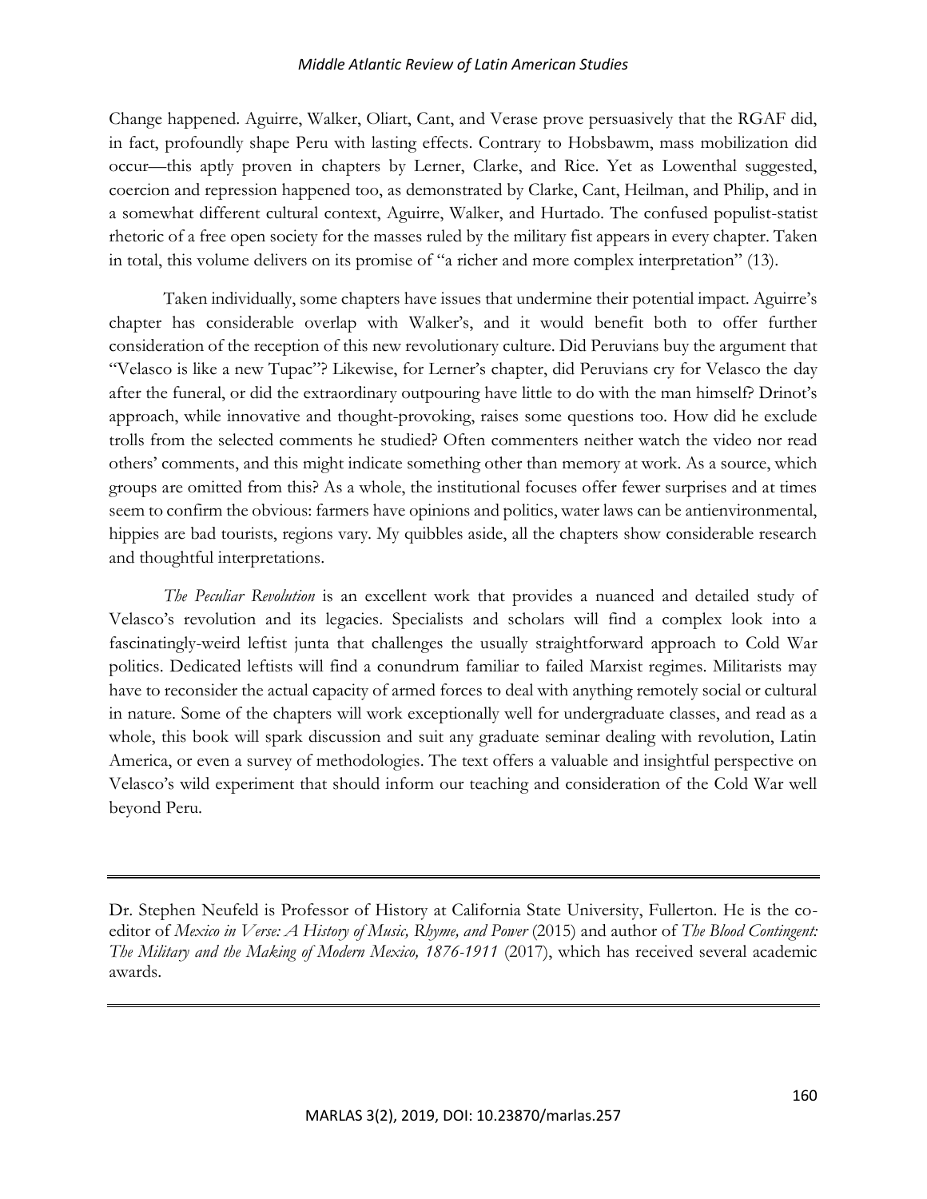Change happened. Aguirre, Walker, Oliart, Cant, and Verase prove persuasively that the RGAF did, in fact, profoundly shape Peru with lasting effects. Contrary to Hobsbawm, mass mobilization did occur—this aptly proven in chapters by Lerner, Clarke, and Rice. Yet as Lowenthal suggested, coercion and repression happened too, as demonstrated by Clarke, Cant, Heilman, and Philip, and in a somewhat different cultural context, Aguirre, Walker, and Hurtado. The confused populist-statist rhetoric of a free open society for the masses ruled by the military fist appears in every chapter. Taken in total, this volume delivers on its promise of "a richer and more complex interpretation" (13).

Taken individually, some chapters have issues that undermine their potential impact. Aguirre's chapter has considerable overlap with Walker's, and it would benefit both to offer further consideration of the reception of this new revolutionary culture. Did Peruvians buy the argument that "Velasco is like a new Tupac"? Likewise, for Lerner's chapter, did Peruvians cry for Velasco the day after the funeral, or did the extraordinary outpouring have little to do with the man himself? Drinot's approach, while innovative and thought-provoking, raises some questions too. How did he exclude trolls from the selected comments he studied? Often commenters neither watch the video nor read others' comments, and this might indicate something other than memory at work. As a source, which groups are omitted from this? As a whole, the institutional focuses offer fewer surprises and at times seem to confirm the obvious: farmers have opinions and politics, water laws can be antienvironmental, hippies are bad tourists, regions vary. My quibbles aside, all the chapters show considerable research and thoughtful interpretations.

*The Peculiar Revolution* is an excellent work that provides a nuanced and detailed study of Velasco's revolution and its legacies. Specialists and scholars will find a complex look into a fascinatingly-weird leftist junta that challenges the usually straightforward approach to Cold War politics. Dedicated leftists will find a conundrum familiar to failed Marxist regimes. Militarists may have to reconsider the actual capacity of armed forces to deal with anything remotely social or cultural in nature. Some of the chapters will work exceptionally well for undergraduate classes, and read as a whole, this book will spark discussion and suit any graduate seminar dealing with revolution, Latin America, or even a survey of methodologies. The text offers a valuable and insightful perspective on Velasco's wild experiment that should inform our teaching and consideration of the Cold War well beyond Peru.

---

Dr. Stephen Neufeld is Professor of History at California State University, Fullerton. He is the co-editor of *Mexico in Verse: A History of Music, Rhyme, and Power* (2015) and author of *The Blood Contingent: The Military and the Making of Modern Mexico, 1876-1911* (2017), which has received several academic awards.

---